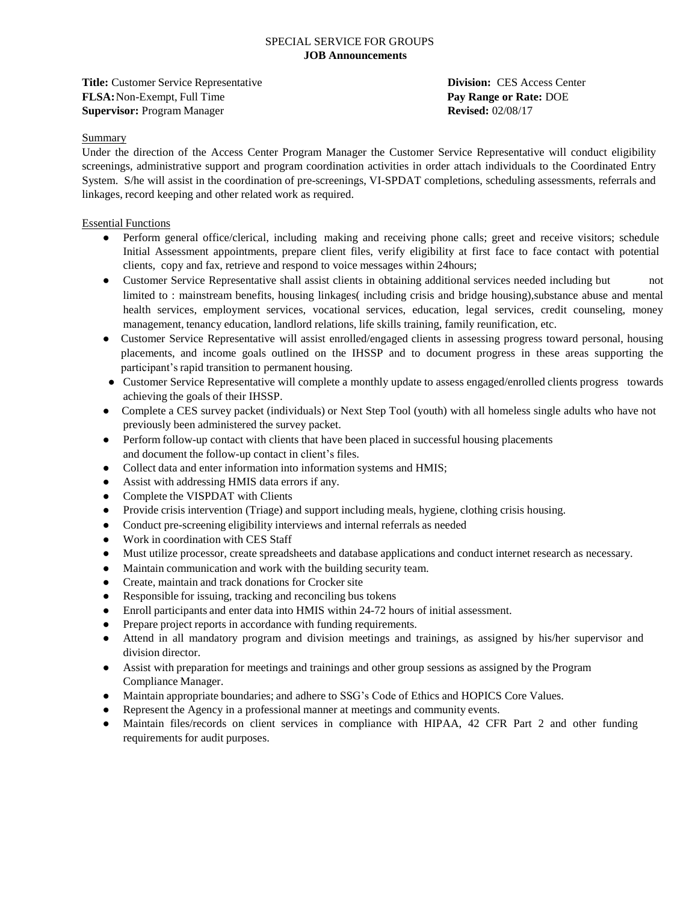SPECIAL SERVICE FOR GROUPS

**JOB Announcements**

**Title:** Customer Service Representative
**FLSA:** Non-Exempt, Full Time
**Supervisor:** Program Manager

**Division:** CES Access Center
**Pay Range or Rate:** DOE
**Revised:** 02/08/17

## Summary

Under the direction of the Access Center Program Manager the Customer Service Representative will conduct eligibility screenings, administrative support and program coordination activities in order attach individuals to the Coordinated Entry System. S/he will assist in the coordination of pre-screenings, VI-SPDAT completions, scheduling assessments, referrals and linkages, record keeping and other related work as required.

## Essential Functions

- Perform general office/clerical, including making and receiving phone calls; greet and receive visitors; schedule Initial Assessment appointments, prepare client files, verify eligibility at first face to face contact with potential clients, copy and fax, retrieve and respond to voice messages within 24hours;
- Customer Service Representative shall assist clients in obtaining additional services needed including but not limited to : mainstream benefits, housing linkages( including crisis and bridge housing),substance abuse and mental health services, employment services, vocational services, education, legal services, credit counseling, money management, tenancy education, landlord relations, life skills training, family reunification, etc.
- Customer Service Representative will assist enrolled/engaged clients in assessing progress toward personal, housing placements, and income goals outlined on the IHSSP and to document progress in these areas supporting the participant's rapid transition to permanent housing.
- Customer Service Representative will complete a monthly update to assess engaged/enrolled clients progress towards achieving the goals of their IHSSP.
- Complete a CES survey packet (individuals) or Next Step Tool (youth) with all homeless single adults who have not previously been administered the survey packet.
- Perform follow-up contact with clients that have been placed in successful housing placements and document the follow-up contact in client's files.
- Collect data and enter information into information systems and HMIS;
- Assist with addressing HMIS data errors if any.
- Complete the VISPDAT with Clients
- Provide crisis intervention (Triage) and support including meals, hygiene, clothing crisis housing.
- Conduct pre-screening eligibility interviews and internal referrals as needed
- Work in coordination with CES Staff
- Must utilize processor, create spreadsheets and database applications and conduct internet research as necessary.
- Maintain communication and work with the building security team.
- Create, maintain and track donations for Crocker site
- Responsible for issuing, tracking and reconciling bus tokens
- Enroll participants and enter data into HMIS within 24-72 hours of initial assessment.
- Prepare project reports in accordance with funding requirements.
- Attend in all mandatory program and division meetings and trainings, as assigned by his/her supervisor and division director.
- Assist with preparation for meetings and trainings and other group sessions as assigned by the Program Compliance Manager.
- Maintain appropriate boundaries; and adhere to SSG's Code of Ethics and HOPICS Core Values.
- Represent the Agency in a professional manner at meetings and community events.
- Maintain files/records on client services in compliance with HIPAA, 42 CFR Part 2 and other funding requirements for audit purposes.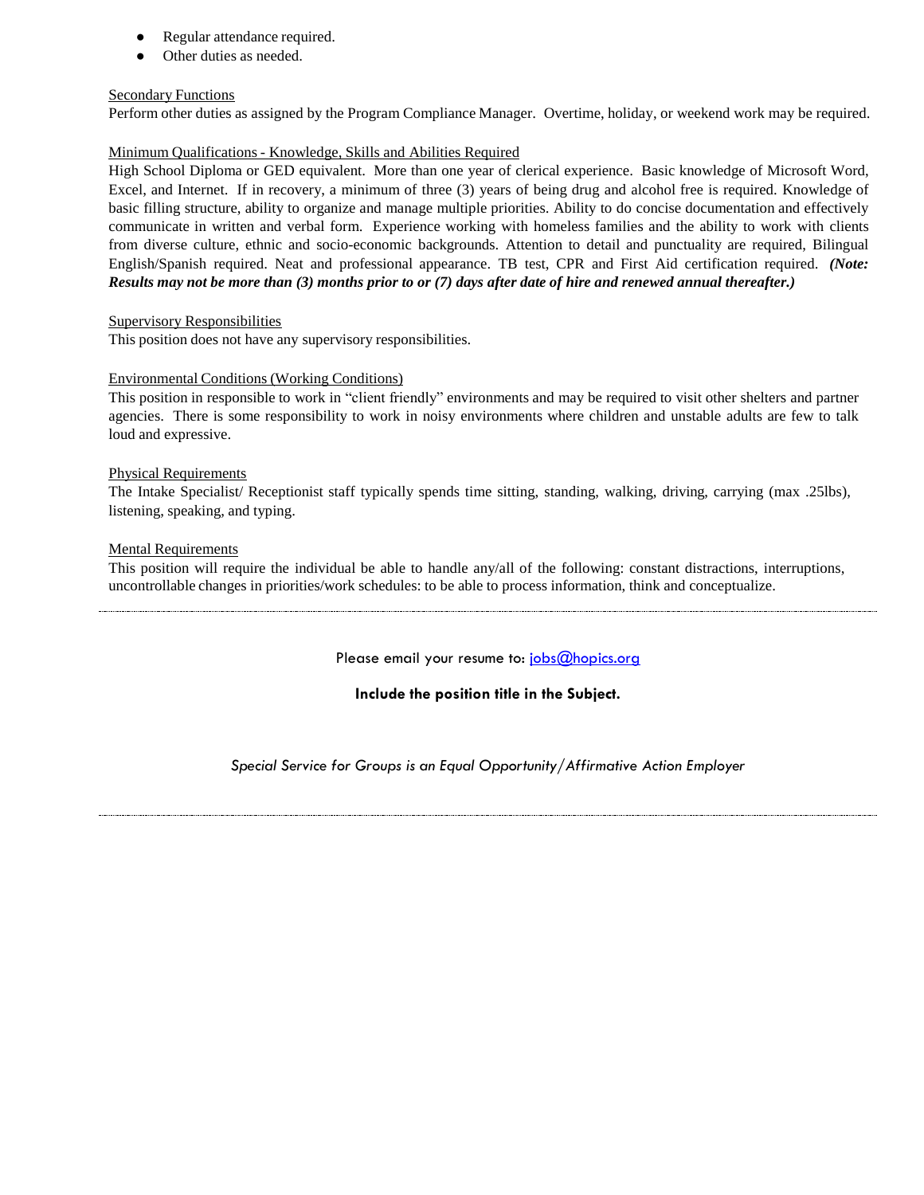- Regular attendance required.
- Other duties as needed.

Secondary Functions

Perform other duties as assigned by the Program Compliance Manager. Overtime, holiday, or weekend work may be required.

Minimum Qualifications - Knowledge, Skills and Abilities Required

High School Diploma or GED equivalent. More than one year of clerical experience. Basic knowledge of Microsoft Word, Excel, and Internet. If in recovery, a minimum of three (3) years of being drug and alcohol free is required. Knowledge of basic filling structure, ability to organize and manage multiple priorities. Ability to do concise documentation and effectively communicate in written and verbal form. Experience working with homeless families and the ability to work with clients from diverse culture, ethnic and socio-economic backgrounds. Attention to detail and punctuality are required, Bilingual English/Spanish required. Neat and professional appearance. TB test, CPR and First Aid certification required. ***(Note: Results may not be more than (3) months prior to or (7) days after date of hire and renewed annual thereafter.)***

Supervisory Responsibilities

This position does not have any supervisory responsibilities.

Environmental Conditions (Working Conditions)

This position in responsible to work in "client friendly" environments and may be required to visit other shelters and partner agencies. There is some responsibility to work in noisy environments where children and unstable adults are few to talk loud and expressive.

Physical Requirements

The Intake Specialist/ Receptionist staff typically spends time sitting, standing, walking, driving, carrying (max .25lbs), listening, speaking, and typing.

Mental Requirements

This position will require the individual be able to handle any/all of the following: constant distractions, interruptions, uncontrollable changes in priorities/work schedules: to be able to process information, think and conceptualize.

---

Please email your resume to: jobs@hopics.org

**Include the position title in the Subject.**

*Special Service for Groups is an Equal Opportunity/Affirmative Action Employer*

---